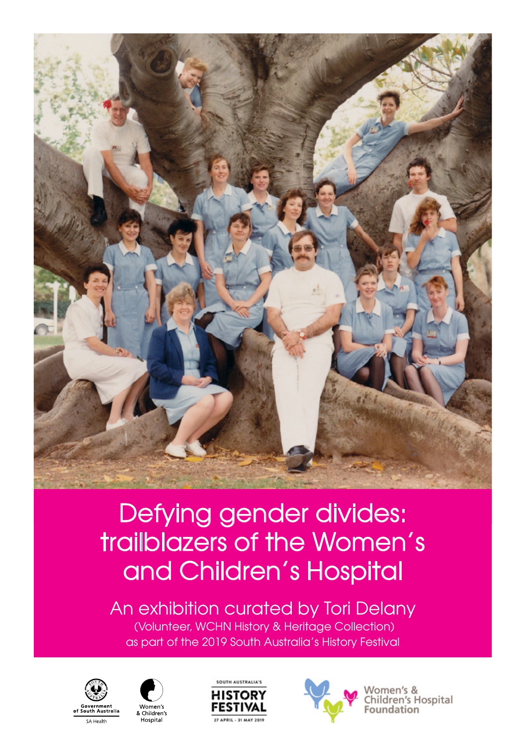# Defying gender divides: trailblazers of the Women's and Children's Hospital

An exhibition curated by Tori Delany

(Volunteer, WCHN History & Heritage Collection)

as part of the 2019 South Australia's History Festival

Government of South Australia SA Health

Women's & Children's Hospital

SOUTH AUSTRALIA'S HISTORY FESTIVAL 27 APRIL - 31 MAY 2019

Women's & Children's Hospital Foundation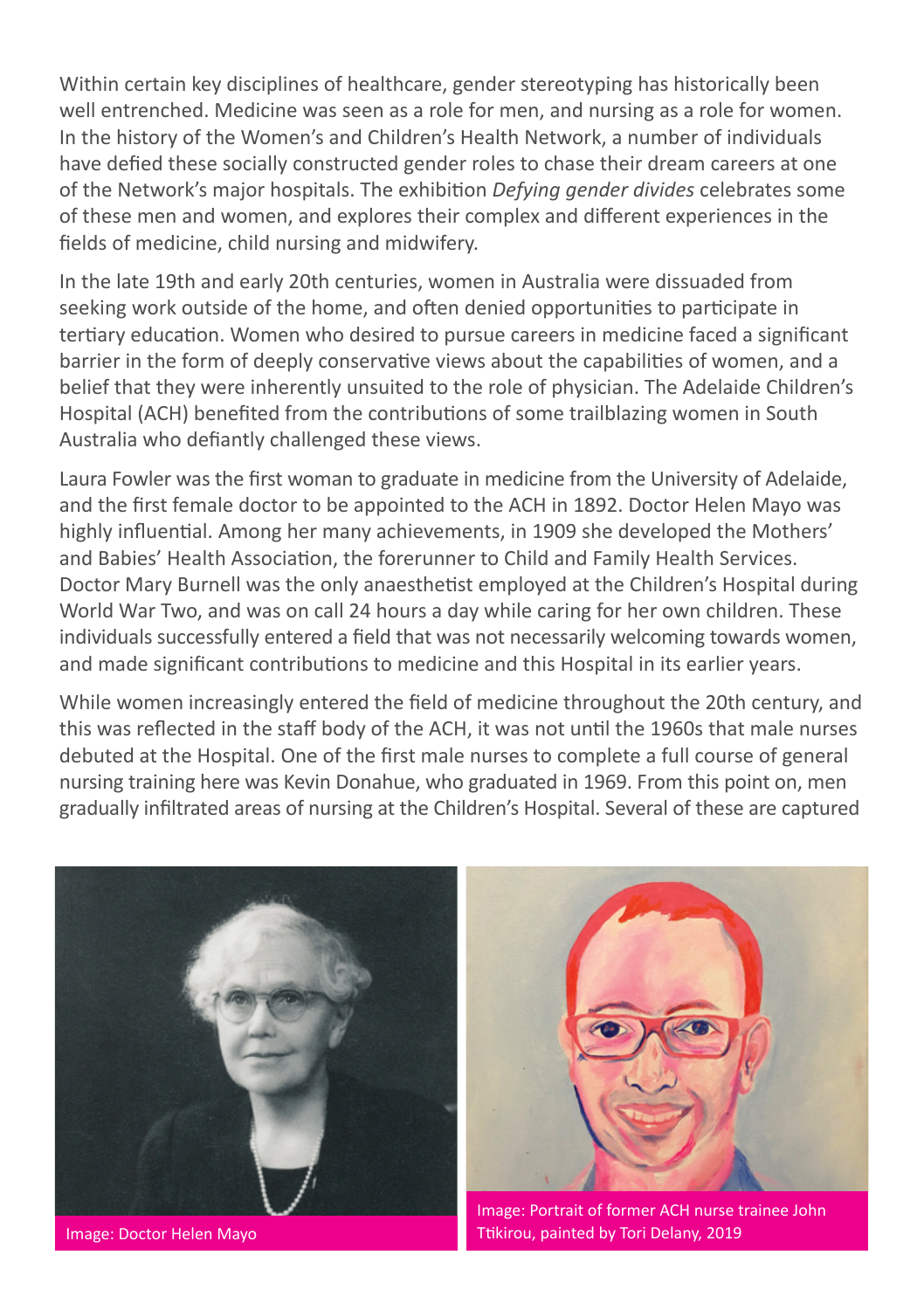Within certain key disciplines of healthcare, gender stereotyping has historically been well entrenched. Medicine was seen as a role for men, and nursing as a role for women. In the history of the Women's and Children's Health Network, a number of individuals have defied these socially constructed gender roles to chase their dream careers at one of the Network's major hospitals. The exhibition *Defying gender divides* celebrates some of these men and women, and explores their complex and different experiences in the fields of medicine, child nursing and midwifery.

In the late 19th and early 20th centuries, women in Australia were dissuaded from seeking work outside of the home, and often denied opportunities to participate in tertiary education. Women who desired to pursue careers in medicine faced a significant barrier in the form of deeply conservative views about the capabilities of women, and a belief that they were inherently unsuited to the role of physician. The Adelaide Children's Hospital (ACH) benefited from the contributions of some trailblazing women in South Australia who defiantly challenged these views.

Laura Fowler was the first woman to graduate in medicine from the University of Adelaide, and the first female doctor to be appointed to the ACH in 1892. Doctor Helen Mayo was highly influential. Among her many achievements, in 1909 she developed the Mothers' and Babies' Health Association, the forerunner to Child and Family Health Services. Doctor Mary Burnell was the only anaesthetist employed at the Children's Hospital during World War Two, and was on call 24 hours a day while caring for her own children. These individuals successfully entered a field that was not necessarily welcoming towards women, and made significant contributions to medicine and this Hospital in its earlier years.

While women increasingly entered the field of medicine throughout the 20th century, and this was reflected in the staff body of the ACH, it was not until the 1960s that male nurses debuted at the Hospital. One of the first male nurses to complete a full course of general nursing training here was Kevin Donahue, who graduated in 1969. From this point on, men gradually infiltrated areas of nursing at the Children's Hospital. Several of these are captured

Image: Doctor Helen Mayo

Image: Portrait of former ACH nurse trainee John Ttikirou, painted by Tori Delany, 2019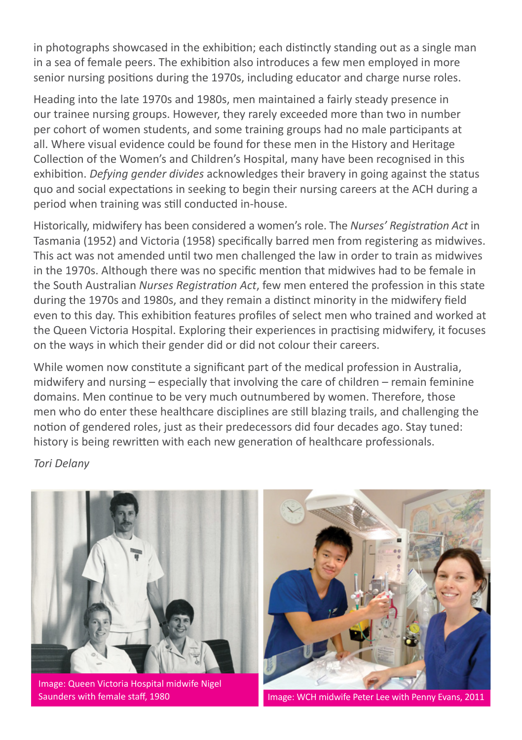in photographs showcased in the exhibition; each distinctly standing out as a single man in a sea of female peers. The exhibition also introduces a few men employed in more senior nursing positions during the 1970s, including educator and charge nurse roles.

Heading into the late 1970s and 1980s, men maintained a fairly steady presence in our trainee nursing groups. However, they rarely exceeded more than two in number per cohort of women students, and some training groups had no male participants at all. Where visual evidence could be found for these men in the History and Heritage Collection of the Women's and Children's Hospital, many have been recognised in this exhibition. *Defying gender divides* acknowledges their bravery in going against the status quo and social expectations in seeking to begin their nursing careers at the ACH during a period when training was still conducted in-house.

Historically, midwifery has been considered a women's role. The *Nurses' Registration Act* in Tasmania (1952) and Victoria (1958) specifically barred men from registering as midwives. This act was not amended until two men challenged the law in order to train as midwives in the 1970s. Although there was no specific mention that midwives had to be female in the South Australian *Nurses Registration Act*, few men entered the profession in this state during the 1970s and 1980s, and they remain a distinct minority in the midwifery field even to this day. This exhibition features profiles of select men who trained and worked at the Queen Victoria Hospital. Exploring their experiences in practising midwifery, it focuses on the ways in which their gender did or did not colour their careers.

While women now constitute a significant part of the medical profession in Australia, midwifery and nursing – especially that involving the care of children – remain feminine domains. Men continue to be very much outnumbered by women. Therefore, those men who do enter these healthcare disciplines are still blazing trails, and challenging the notion of gendered roles, just as their predecessors did four decades ago. Stay tuned: history is being rewritten with each new generation of healthcare professionals.

*Tori Delany*

Image: Queen Victoria Hospital midwife Nigel Saunders with female staff, 1980

Image: WCH midwife Peter Lee with Penny Evans, 2011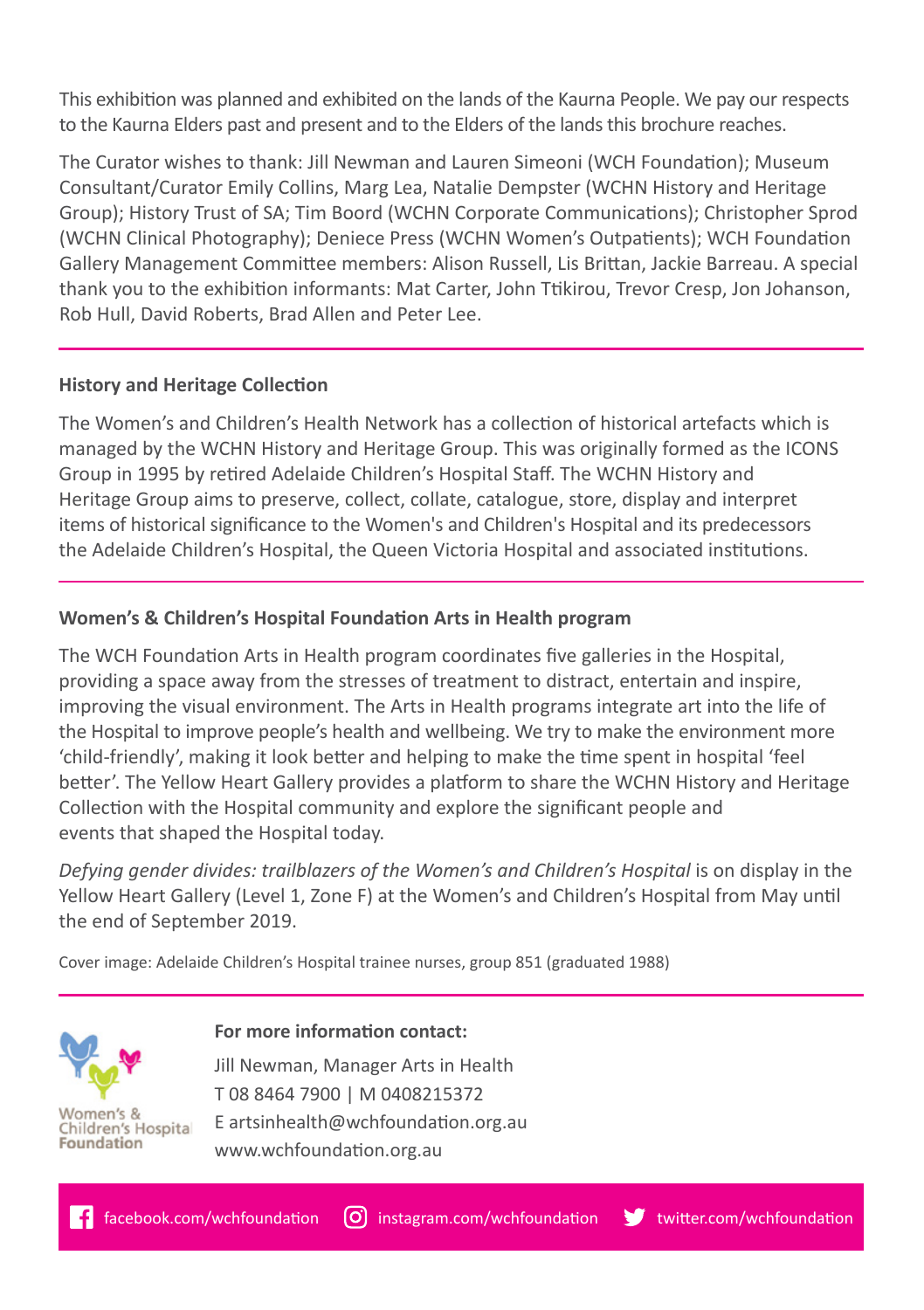This exhibition was planned and exhibited on the lands of the Kaurna People. We pay our respects to the Kaurna Elders past and present and to the Elders of the lands this brochure reaches.

The Curator wishes to thank: Jill Newman and Lauren Simeoni (WCH Foundation); Museum Consultant/Curator Emily Collins, Marg Lea, Natalie Dempster (WCHN History and Heritage Group); History Trust of SA; Tim Boord (WCHN Corporate Communications); Christopher Sprod (WCHN Clinical Photography); Deniece Press (WCHN Women's Outpatients); WCH Foundation Gallery Management Committee members: Alison Russell, Lis Brittan, Jackie Barreau. A special thank you to the exhibition informants: Mat Carter, John Ttikirou, Trevor Cresp, Jon Johanson, Rob Hull, David Roberts, Brad Allen and Peter Lee.

---

**History and Heritage Collection**

The Women's and Children's Health Network has a collection of historical artefacts which is managed by the WCHN History and Heritage Group. This was originally formed as the ICONS Group in 1995 by retired Adelaide Children's Hospital Staff. The WCHN History and Heritage Group aims to preserve, collect, collate, catalogue, store, display and interpret items of historical significance to the Women's and Children's Hospital and its predecessors the Adelaide Children's Hospital, the Queen Victoria Hospital and associated institutions.

---

**Women's & Children's Hospital Foundation Arts in Health program**

The WCH Foundation Arts in Health program coordinates five galleries in the Hospital, providing a space away from the stresses of treatment to distract, entertain and inspire, improving the visual environment. The Arts in Health programs integrate art into the life of the Hospital to improve people's health and wellbeing. We try to make the environment more 'child-friendly', making it look better and helping to make the time spent in hospital 'feel better'. The Yellow Heart Gallery provides a platform to share the WCHN History and Heritage Collection with the Hospital community and explore the significant people and events that shaped the Hospital today.

*Defying gender divides: trailblazers of the Women's and Children's Hospital* is on display in the Yellow Heart Gallery (Level 1, Zone F) at the Women's and Children's Hospital from May until the end of September 2019.

Cover image: Adelaide Children's Hospital trainee nurses, group 851 (graduated 1988)

---

Women's & Children's Hospital Foundation

**For more information contact:**

Jill Newman, Manager Arts in Health
T 08 8464 7900 | M 0408215372
E artsinhealth@wchfoundation.org.au
www.wchfoundation.org.au

facebook.com/wchfoundation | instagram.com/wchfoundation | twitter.com/wchfoundation